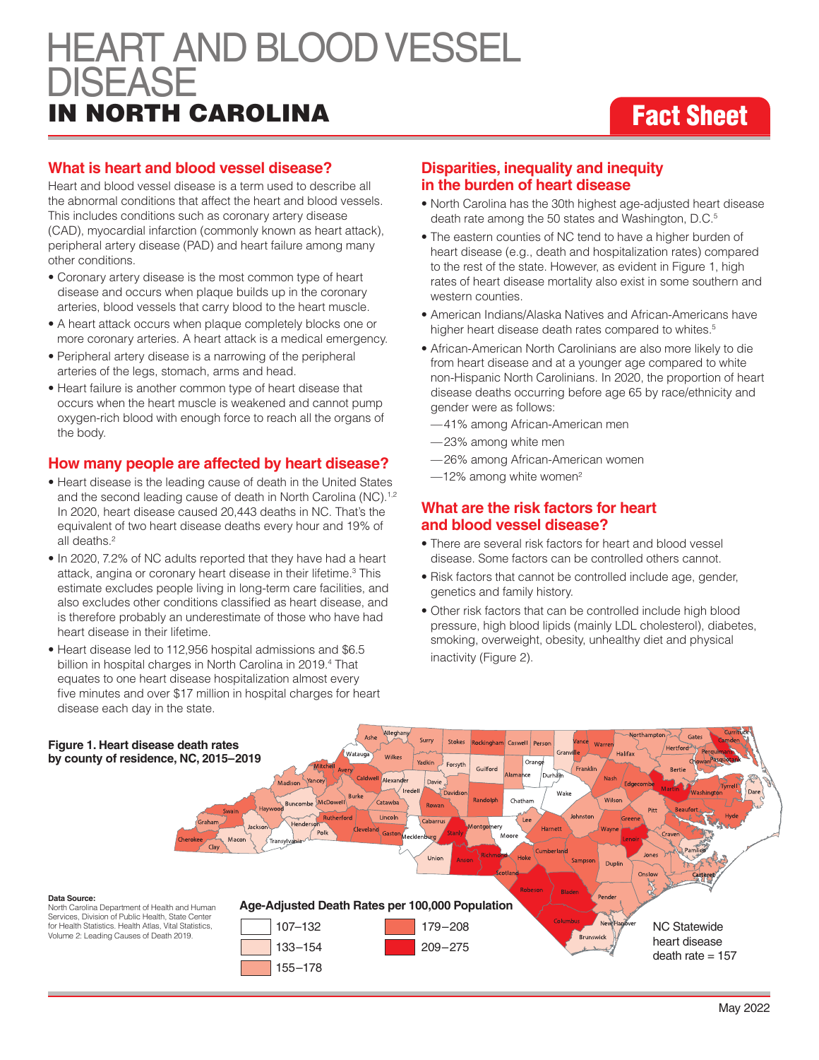# HEART AND BLOOD VESSEL DISEASE IN NORTH CAROLINA

**Fact Sheet**

## What is heart and blood vessel disease?

Heart and blood vessel disease is a term used to describe all the abnormal conditions that affect the heart and blood vessels. This includes conditions such as coronary artery disease (CAD), myocardial infarction (commonly known as heart attack), peripheral artery disease (PAD) and heart failure among many other conditions.

- Coronary artery disease is the most common type of heart disease and occurs when plaque builds up in the coronary arteries, blood vessels that carry blood to the heart muscle.
- A heart attack occurs when plaque completely blocks one or more coronary arteries. A heart attack is a medical emergency.
- Peripheral artery disease is a narrowing of the peripheral arteries of the legs, stomach, arms and head.
- Heart failure is another common type of heart disease that occurs when the heart muscle is weakened and cannot pump oxygen-rich blood with enough force to reach all the organs of the body.

## How many people are affected by heart disease?

- Heart disease is the leading cause of death in the United States and the second leading cause of death in North Carolina (NC).[1,2] In 2020, heart disease caused 20,443 deaths in NC. That's the equivalent of two heart disease deaths every hour and 19% of all deaths.[2]
- In 2020, 7.2% of NC adults reported that they have had a heart attack, angina or coronary heart disease in their lifetime.[3] This estimate excludes people living in long-term care facilities, and also excludes other conditions classified as heart disease, and is therefore probably an underestimate of those who have had heart disease in their lifetime.
- Heart disease led to 112,956 hospital admissions and $6.5 billion in hospital charges in North Carolina in 2019.[4] That equates to one heart disease hospitalization almost every five minutes and over $17 million in hospital charges for heart disease each day in the state.

## Disparities, inequality and inequity in the burden of heart disease

- North Carolina has the 30th highest age-adjusted heart disease death rate among the 50 states and Washington, D.C.[5]
- The eastern counties of NC tend to have a higher burden of heart disease (e.g., death and hospitalization rates) compared to the rest of the state. However, as evident in Figure 1, high rates of heart disease mortality also exist in some southern and western counties.
- American Indians/Alaska Natives and African-Americans have higher heart disease death rates compared to whites.[5]
- African-American North Carolinians are also more likely to die from heart disease and at a younger age compared to white non-Hispanic North Carolinians. In 2020, the proportion of heart disease deaths occurring before age 65 by race/ethnicity and gender were as follows:
  - —41% among African-American men
  - —23% among white men
  - —26% among African-American women
  - —12% among white women[2]

## What are the risk factors for heart and blood vessel disease?

- There are several risk factors for heart and blood vessel disease. Some factors can be controlled others cannot.
- Risk factors that cannot be controlled include age, gender, genetics and family history.
- Other risk factors that can be controlled include high blood pressure, high blood lipids (mainly LDL cholesterol), diabetes, smoking, overweight, obesity, unhealthy diet and physical inactivity (Figure 2).

**Figure 1. Heart disease death rates by county of residence, NC, 2015–2019**

Age-Adjusted Death Rates per 100,000 Population

107–132

133–154

155–178

179–208

209–275

NC Statewide heart disease death rate = 157

**Data Source:**
North Carolina Department of Health and Human Services, Division of Public Health, State Center for Health Statistics. Health Atlas, Vital Statistics, Volume 2: Leading Causes of Death 2019.

May 2022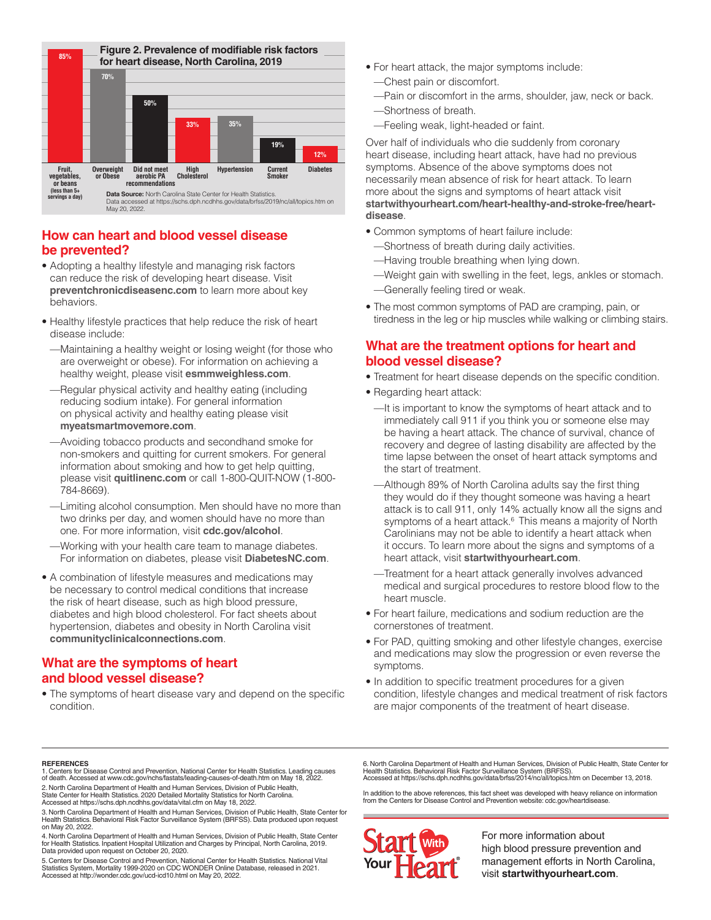**Figure 2. Prevalence of modifiable risk factors for heart disease, North Carolina, 2019**

85%
70%
50%
33%
35%
19%
12%

Fruit, vegetables, or beans (less than 5+ servings a day)
Overweight or Obese
Did not meet aerobic PA recommendations
High Cholesterol
Hypertension
Current Smoker
Diabetes

**Data Source:** North Carolina State Center for Health Statistics. Data accessed at https://schs.dph.ncdhhs.gov/data/brfss/2019/nc/all/topics.htm on May 20, 2022.

## How can heart and blood vessel disease be prevented?

- Adopting a healthy lifestyle and managing risk factors can reduce the risk of developing heart disease. Visit **preventchronicdiseasenc.com** to learn more about key behaviors.
- Healthy lifestyle practices that help reduce the risk of heart disease include:
  - —Maintaining a healthy weight or losing weight (for those who are overweight or obese). For information on achieving a healthy weight, please visit **esmmweighless.com**.
  - —Regular physical activity and healthy eating (including reducing sodium intake). For general information on physical activity and healthy eating please visit **myeatsmartmovemore.com**.
  - —Avoiding tobacco products and secondhand smoke for non-smokers and quitting for current smokers. For general information about smoking and how to get help quitting, please visit **quitlinenc.com** or call 1-800-QUIT-NOW (1-800-784-8669).
  - —Limiting alcohol consumption. Men should have no more than two drinks per day, and women should have no more than one. For more information, visit **cdc.gov/alcohol**.
  - —Working with your health care team to manage diabetes. For information on diabetes, please visit **DiabetesNC.com**.
- A combination of lifestyle measures and medications may be necessary to control medical conditions that increase the risk of heart disease, such as high blood pressure, diabetes and high blood cholesterol. For fact sheets about hypertension, diabetes and obesity in North Carolina visit **communityclinicalconnections.com**.

## What are the symptoms of heart and blood vessel disease?

- The symptoms of heart disease vary and depend on the specific condition.
- For heart attack, the major symptoms include:
  - —Chest pain or discomfort.
  - —Pain or discomfort in the arms, shoulder, jaw, neck or back.
  - —Shortness of breath.
  - —Feeling weak, light-headed or faint.

Over half of individuals who die suddenly from coronary heart disease, including heart attack, have had no previous symptoms. Absence of the above symptoms does not necessarily mean absence of risk for heart attack. To learn more about the signs and symptoms of heart attack visit **startwithyourheart.com/heart-healthy-and-stroke-free/heart-disease**.

- Common symptoms of heart failure include:
  - —Shortness of breath during daily activities.
  - —Having trouble breathing when lying down.
  - —Weight gain with swelling in the feet, legs, ankles or stomach.
  - —Generally feeling tired or weak.
- The most common symptoms of PAD are cramping, pain, or tiredness in the leg or hip muscles while walking or climbing stairs.

## What are the treatment options for heart and blood vessel disease?

- Treatment for heart disease depends on the specific condition.
- Regarding heart attack:
  - —It is important to know the symptoms of heart attack and to immediately call 911 if you think you or someone else may be having a heart attack. The chance of survival, chance of recovery and degree of lasting disability are affected by the time lapse between the onset of heart attack symptoms and the start of treatment.
  - —Although 89% of North Carolina adults say the first thing they would do if they thought someone was having a heart attack is to call 911, only 14% actually know all the signs and symptoms of a heart attack.[6] This means a majority of North Carolinians may not be able to identify a heart attack when it occurs. To learn more about the signs and symptoms of a heart attack, visit **startwithyourheart.com**.
  - —Treatment for a heart attack generally involves advanced medical and surgical procedures to restore blood flow to the heart muscle.
- For heart failure, medications and sodium reduction are the cornerstones of treatment.
- For PAD, quitting smoking and other lifestyle changes, exercise and medications may slow the progression or even reverse the symptoms.
- In addition to specific treatment procedures for a given condition, lifestyle changes and medical treatment of risk factors are major components of the treatment of heart disease.

---

**REFERENCES**

1. Centers for Disease Control and Prevention, National Center for Health Statistics. Leading causes of death. Accessed at www.cdc.gov/nchs/fastats/leading-causes-of-death.htm on May 18, 2022.
2. North Carolina Department of Health and Human Services, Division of Public Health, State Center for Health Statistics. 2020 Detailed Mortality Statistics for North Carolina. Accessed at https://schs.dph.ncdhhs.gov/data/vital.cfm on May 18, 2022.
3. North Carolina Department of Health and Human Services, Division of Public Health, State Center for Health Statistics. Behavioral Risk Factor Surveillance System (BRFSS). Data produced upon request on May 20, 2022.
4. North Carolina Department of Health and Human Services, Division of Public Health, State Center for Health Statistics. Inpatient Hospital Utilization and Charges by Principal, North Carolina, 2019. Data provided upon request on October 20, 2020.
5. Centers for Disease Control and Prevention, National Center for Health Statistics. National Vital Statistics System, Mortality 1999-2020 on CDC WONDER Online Database, released in 2021. Accessed at http://wonder.cdc.gov/ucd-icd10.html on May 20, 2022.
6. North Carolina Department of Health and Human Services, Division of Public Health, State Center for Health Statistics. Behavioral Risk Factor Surveillance System (BRFSS). Accessed at https://schs.dph.ncdhhs.gov/data/brfss/2014/nc/all/topics.htm on December 13, 2018.

In addition to the above references, this fact sheet was developed with heavy reliance on information from the Centers for Disease Control and Prevention website: cdc.gov/heartdisease.

Start With Your Heart

For more information about high blood pressure prevention and management efforts in North Carolina, visit **startwithyourheart.com**.